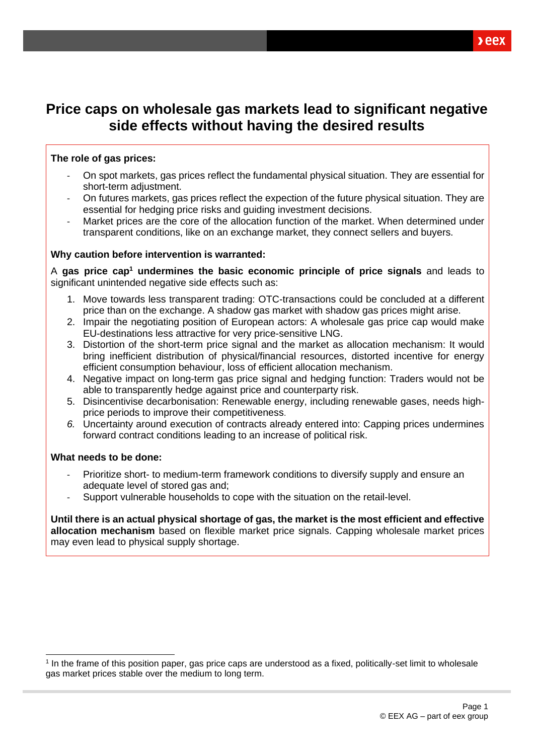# Price caps on wholesale gas markets lead to significant negative side effects without having the desired results

**The role of gas prices:**

- On spot markets, gas prices reflect the fundamental physical situation. They are essential for short-term adjustment.
- On futures markets, gas prices reflect the expection of the future physical situation. They are essential for hedging price risks and guiding investment decisions.
- Market prices are the core of the allocation function of the market. When determined under transparent conditions, like on an exchange market, they connect sellers and buyers.

**Why caution before intervention is warranted:**

A **gas price cap[1] undermines the basic economic principle of price signals** and leads to significant unintended negative side effects such as:

1. Move towards less transparent trading: OTC-transactions could be concluded at a different price than on the exchange. A shadow gas market with shadow gas prices might arise.
2. Impair the negotiating position of European actors: A wholesale gas price cap would make EU-destinations less attractive for very price-sensitive LNG.
3. Distortion of the short-term price signal and the market as allocation mechanism: It would bring inefficient distribution of physical/financial resources, distorted incentive for energy efficient consumption behaviour, loss of efficient allocation mechanism.
4. Negative impact on long-term gas price signal and hedging function: Traders would not be able to transparently hedge against price and counterparty risk.
5. Disincentivise decarbonisation: Renewable energy, including renewable gases, needs high-price periods to improve their competitiveness.
6. Uncertainty around execution of contracts already entered into: Capping prices undermines forward contract conditions leading to an increase of political risk.

**What needs to be done:**

- Prioritize short- to medium-term framework conditions to diversify supply and ensure an adequate level of stored gas and;
- Support vulnerable households to cope with the situation on the retail-level.

**Until there is an actual physical shortage of gas, the market is the most efficient and effective allocation mechanism** based on flexible market price signals. Capping wholesale market prices may even lead to physical supply shortage.

[1] In the frame of this position paper, gas price caps are understood as a fixed, politically-set limit to wholesale gas market prices stable over the medium to long term.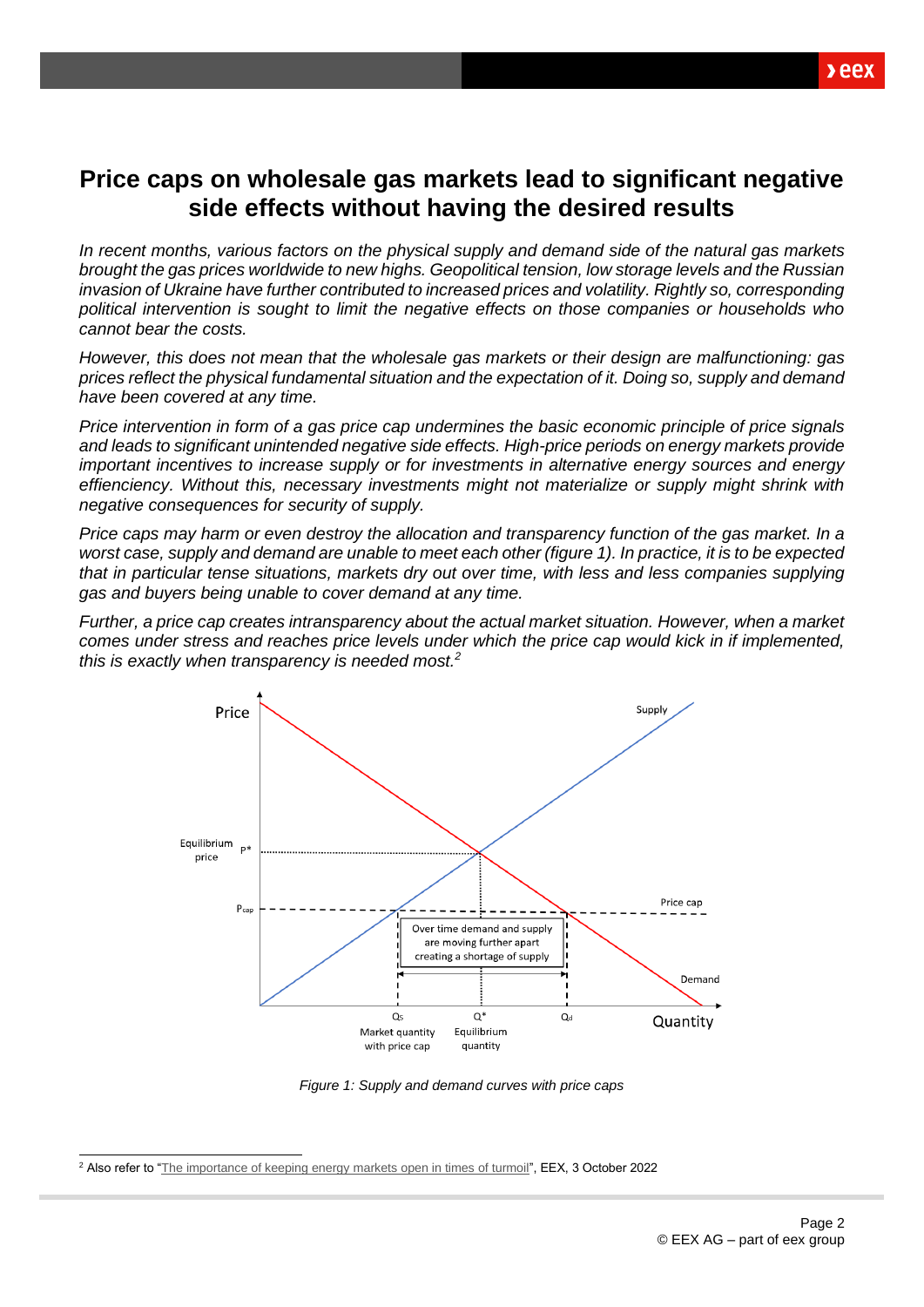# Price caps on wholesale gas markets lead to significant negative side effects without having the desired results

*In recent months, various factors on the physical supply and demand side of the natural gas markets brought the gas prices worldwide to new highs. Geopolitical tension, low storage levels and the Russian invasion of Ukraine have further contributed to increased prices and volatility. Rightly so, corresponding political intervention is sought to limit the negative effects on those companies or households who cannot bear the costs.*

*However, this does not mean that the wholesale gas markets or their design are malfunctioning: gas prices reflect the physical fundamental situation and the expectation of it. Doing so, supply and demand have been covered at any time.*

*Price intervention in form of a gas price cap undermines the basic economic principle of price signals and leads to significant unintended negative side effects. High-price periods on energy markets provide important incentives to increase supply or for investments in alternative energy sources and energy effiencency. Without this, necessary investments might not materialize or supply might shrink with negative consequences for security of supply.*

*Price caps may harm or even destroy the allocation and transparency function of the gas market. In a worst case, supply and demand are unable to meet each other (figure 1). In practice, it is to be expected that in particular tense situations, markets dry out over time, with less and less companies supplying gas and buyers being unable to cover demand at any time.*

*Further, a price cap creates intransparency about the actual market situation. However, when a market comes under stress and reaches price levels under which the price cap would kick in if implemented, this is exactly when transparency is needed most.*[2]

*Figure 1: Supply and demand curves with price caps*

[2] Also refer to "The importance of keeping energy markets open in times of turmoil", EEX, 3 October 2022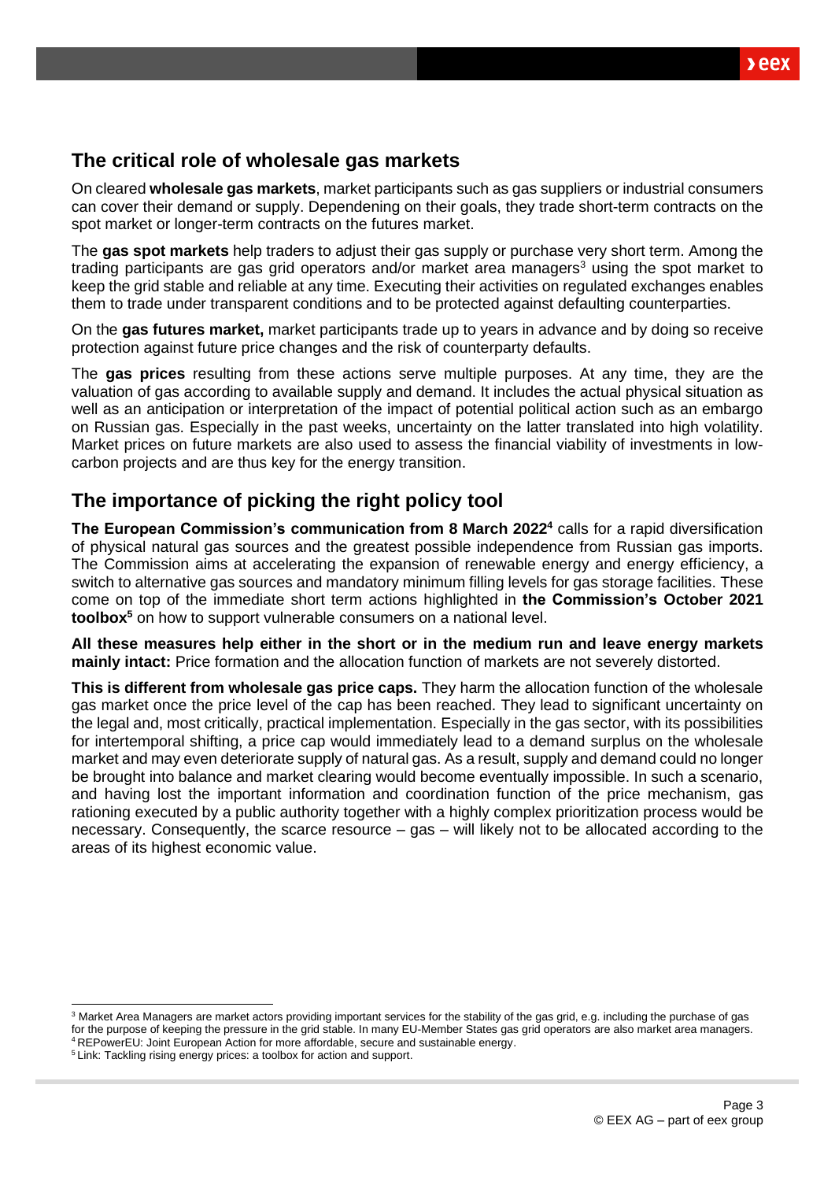## The critical role of wholesale gas markets

On cleared **wholesale gas markets**, market participants such as gas suppliers or industrial consumers can cover their demand or supply. Dependening on their goals, they trade short-term contracts on the spot market or longer-term contracts on the futures market.

The **gas spot markets** help traders to adjust their gas supply or purchase very short term. Among the trading participants are gas grid operators and/or market area managers[3] using the spot market to keep the grid stable and reliable at any time. Executing their activities on regulated exchanges enables them to trade under transparent conditions and to be protected against defaulting counterparties.

On the **gas futures market,** market participants trade up to years in advance and by doing so receive protection against future price changes and the risk of counterparty defaults.

The **gas prices** resulting from these actions serve multiple purposes. At any time, they are the valuation of gas according to available supply and demand. It includes the actual physical situation as well as an anticipation or interpretation of the impact of potential political action such as an embargo on Russian gas. Especially in the past weeks, uncertainty on the latter translated into high volatility. Market prices on future markets are also used to assess the financial viability of investments in low-carbon projects and are thus key for the energy transition.

## The importance of picking the right policy tool

**The European Commission's communication from 8 March 2022[4]** calls for a rapid diversification of physical natural gas sources and the greatest possible independence from Russian gas imports. The Commission aims at accelerating the expansion of renewable energy and energy efficiency, a switch to alternative gas sources and mandatory minimum filling levels for gas storage facilities. These come on top of the immediate short term actions highlighted in **the Commission's October 2021 toolbox[5]** on how to support vulnerable consumers on a national level.

**All these measures help either in the short or in the medium run and leave energy markets mainly intact:** Price formation and the allocation function of markets are not severely distorted.

**This is different from wholesale gas price caps.** They harm the allocation function of the wholesale gas market once the price level of the cap has been reached. They lead to significant uncertainty on the legal and, most critically, practical implementation. Especially in the gas sector, with its possibilities for intertemporal shifting, a price cap would immediately lead to a demand surplus on the wholesale market and may even deteriorate supply of natural gas. As a result, supply and demand could no longer be brought into balance and market clearing would become eventually impossible. In such a scenario, and having lost the important information and coordination function of the price mechanism, gas rationing executed by a public authority together with a highly complex prioritization process would be necessary. Consequently, the scarce resource – gas – will likely not to be allocated according to the areas of its highest economic value.

---

[3] Market Area Managers are market actors providing important services for the stability of the gas grid, e.g. including the purchase of gas for the purpose of keeping the pressure in the grid stable. In many EU-Member States gas grid operators are also market area managers.

[4] REPowerEU: Joint European Action for more affordable, secure and sustainable energy.

[5] Link: Tackling rising energy prices: a toolbox for action and support.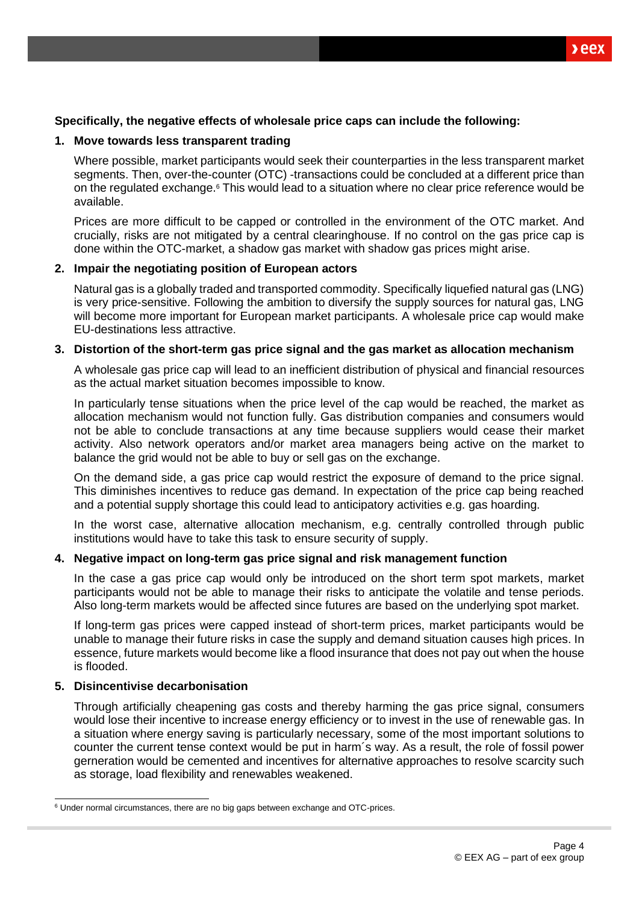**Specifically, the negative effects of wholesale price caps can include the following:**

1. **Move towards less transparent trading**

   Where possible, market participants would seek their counterparties in the less transparent market segments. Then, over-the-counter (OTC) -transactions could be concluded at a different price than on the regulated exchange.[6] This would lead to a situation where no clear price reference would be available.

   Prices are more difficult to be capped or controlled in the environment of the OTC market. And crucially, risks are not mitigated by a central clearinghouse. If no control on the gas price cap is done within the OTC-market, a shadow gas market with shadow gas prices might arise.

2. **Impair the negotiating position of European actors**

   Natural gas is a globally traded and transported commodity. Specifically liquefied natural gas (LNG) is very price-sensitive. Following the ambition to diversify the supply sources for natural gas, LNG will become more important for European market participants. A wholesale price cap would make EU-destinations less attractive.

3. **Distortion of the short-term gas price signal and the gas market as allocation mechanism**

   A wholesale gas price cap will lead to an inefficient distribution of physical and financial resources as the actual market situation becomes impossible to know.

   In particularly tense situations when the price level of the cap would be reached, the market as allocation mechanism would not function fully. Gas distribution companies and consumers would not be able to conclude transactions at any time because suppliers would cease their market activity. Also network operators and/or market area managers being active on the market to balance the grid would not be able to buy or sell gas on the exchange.

   On the demand side, a gas price cap would restrict the exposure of demand to the price signal. This diminishes incentives to reduce gas demand. In expectation of the price cap being reached and a potential supply shortage this could lead to anticipatory activities e.g. gas hoarding.

   In the worst case, alternative allocation mechanism, e.g. centrally controlled through public institutions would have to take this task to ensure security of supply.

4. **Negative impact on long-term gas price signal and risk management function**

   In the case a gas price cap would only be introduced on the short term spot markets, market participants would not be able to manage their risks to anticipate the volatile and tense periods. Also long-term markets would be affected since futures are based on the underlying spot market.

   If long-term gas prices were capped instead of short-term prices, market participants would be unable to manage their future risks in case the supply and demand situation causes high prices. In essence, future markets would become like a flood insurance that does not pay out when the house is flooded.

5. **Disincentivise decarbonisation**

   Through artificially cheapening gas costs and thereby harming the gas price signal, consumers would lose their incentive to increase energy efficiency or to invest in the use of renewable gas. In a situation where energy saving is particularly necessary, some of the most important solutions to counter the current tense context would be put in harm´s way. As a result, the role of fossil power gerneration would be cemented and incentives for alternative approaches to resolve scarcity such as storage, load flexibility and renewables weakened.

---

[6] Under normal circumstances, there are no big gaps between exchange and OTC-prices.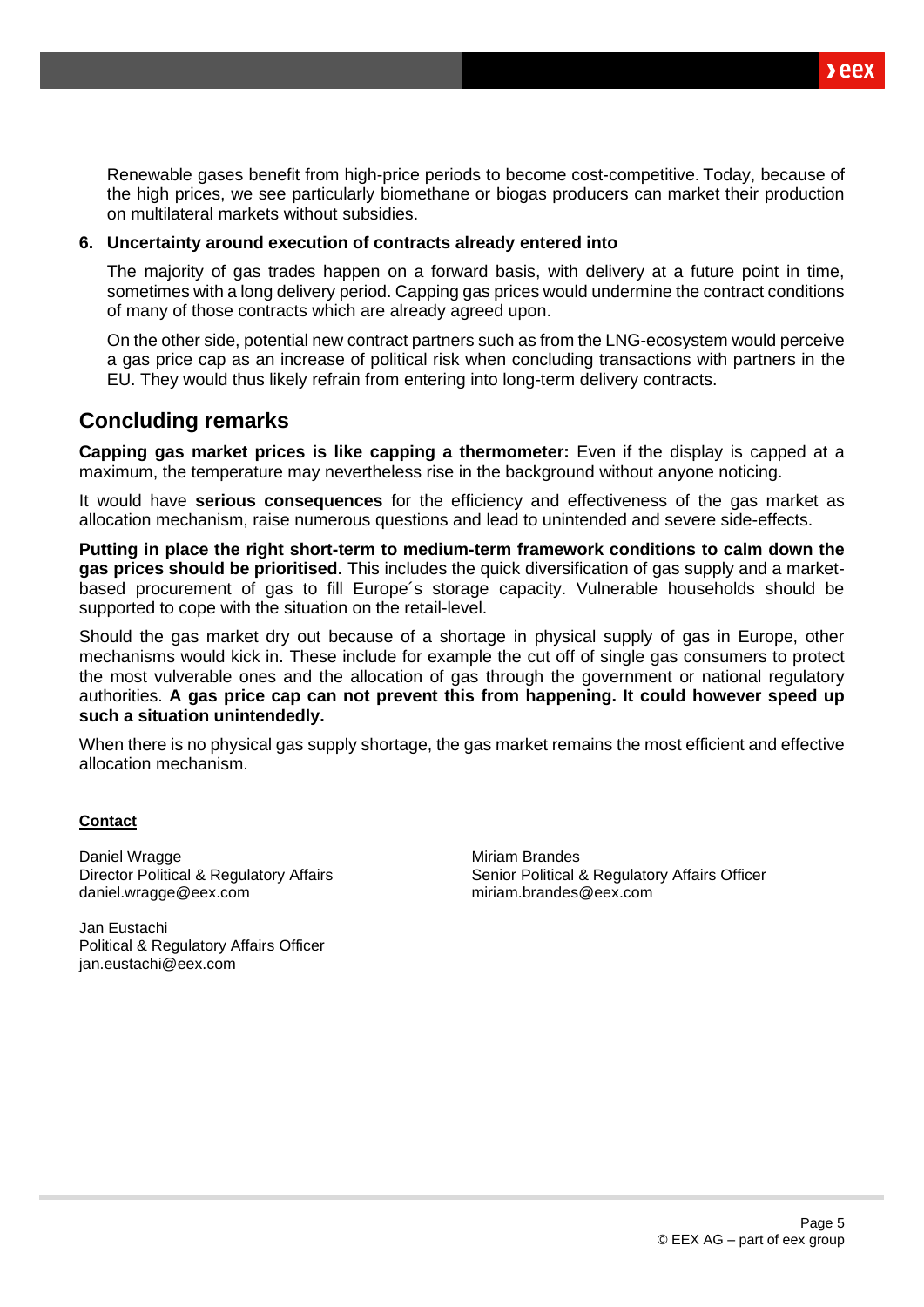Renewable gases benefit from high-price periods to become cost-competitive. Today, because of the high prices, we see particularly biomethane or biogas producers can market their production on multilateral markets without subsidies.

6. **Uncertainty around execution of contracts already entered into**

   The majority of gas trades happen on a forward basis, with delivery at a future point in time, sometimes with a long delivery period. Capping gas prices would undermine the contract conditions of many of those contracts which are already agreed upon.

   On the other side, potential new contract partners such as from the LNG-ecosystem would perceive a gas price cap as an increase of political risk when concluding transactions with partners in the EU. They would thus likely refrain from entering into long-term delivery contracts.

## Concluding remarks

**Capping gas market prices is like capping a thermometer:** Even if the display is capped at a maximum, the temperature may nevertheless rise in the background without anyone noticing.

It would have **serious consequences** for the efficiency and effectiveness of the gas market as allocation mechanism, raise numerous questions and lead to unintended and severe side-effects.

**Putting in place the right short-term to medium-term framework conditions to calm down the gas prices should be prioritised.** This includes the quick diversification of gas supply and a market-based procurement of gas to fill Europe´s storage capacity. Vulnerable households should be supported to cope with the situation on the retail-level.

Should the gas market dry out because of a shortage in physical supply of gas in Europe, other mechanisms would kick in. These include for example the cut off of single gas consumers to protect the most vulverable ones and the allocation of gas through the government or national regulatory authorities. **A gas price cap can not prevent this from happening. It could however speed up such a situation unintendedly.**

When there is no physical gas supply shortage, the gas market remains the most efficient and effective allocation mechanism.

**Contact**

Daniel Wragge
Director Political & Regulatory Affairs
daniel.wragge@eex.com

Miriam Brandes
Senior Political & Regulatory Affairs Officer
miriam.brandes@eex.com

Jan Eustachi
Political & Regulatory Affairs Officer
jan.eustachi@eex.com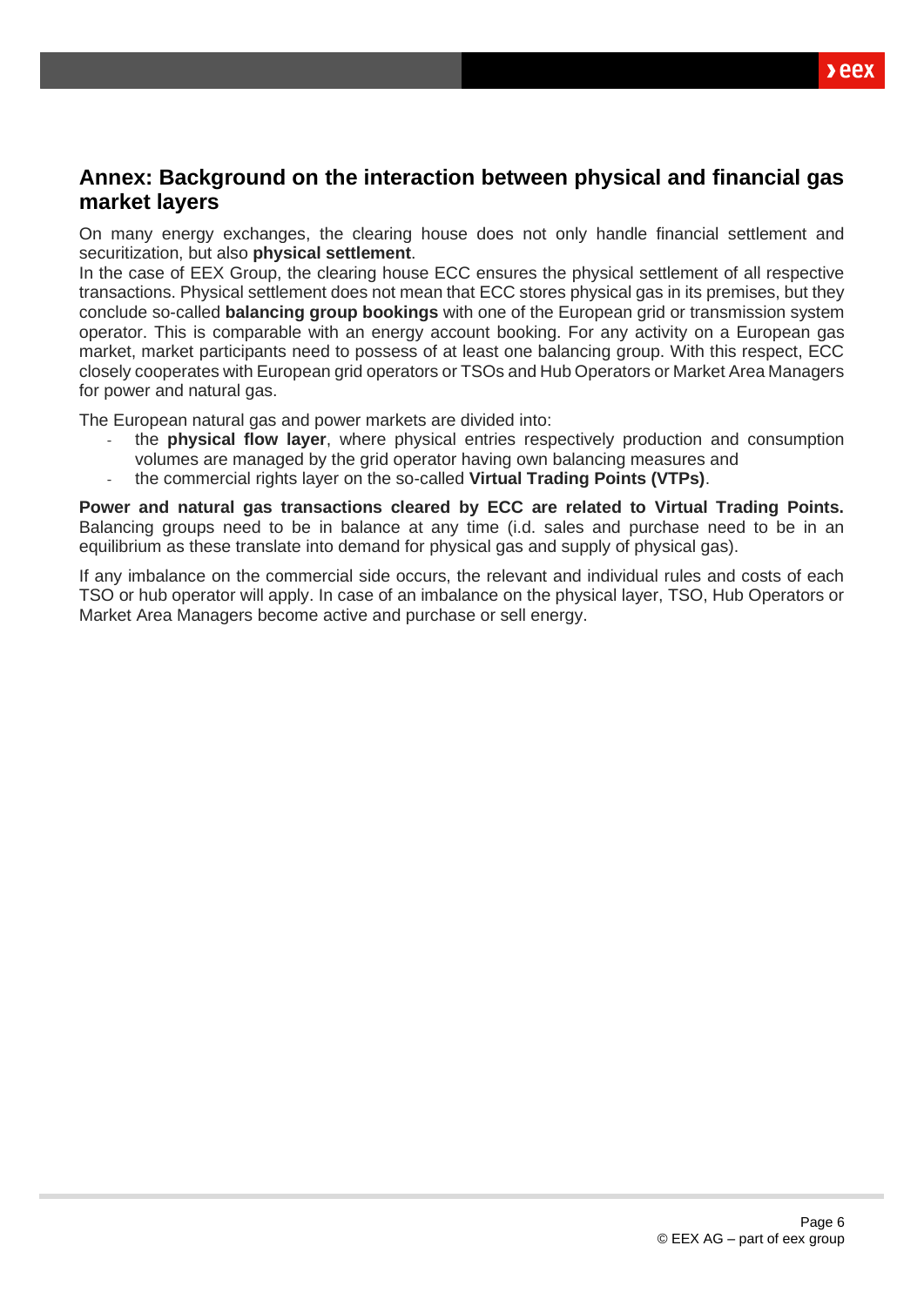## Annex: Background on the interaction between physical and financial gas market layers

On many energy exchanges, the clearing house does not only handle financial settlement and securitization, but also **physical settlement**.
In the case of EEX Group, the clearing house ECC ensures the physical settlement of all respective transactions. Physical settlement does not mean that ECC stores physical gas in its premises, but they conclude so-called **balancing group bookings** with one of the European grid or transmission system operator. This is comparable with an energy account booking. For any activity on a European gas market, market participants need to possess of at least one balancing group. With this respect, ECC closely cooperates with European grid operators or TSOs and Hub Operators or Market Area Managers for power and natural gas.

The European natural gas and power markets are divided into:

- the **physical flow layer**, where physical entries respectively production and consumption volumes are managed by the grid operator having own balancing measures and
- the commercial rights layer on the so-called **Virtual Trading Points (VTPs)**.

**Power and natural gas transactions cleared by ECC are related to Virtual Trading Points.** Balancing groups need to be in balance at any time (i.d. sales and purchase need to be in an equilibrium as these translate into demand for physical gas and supply of physical gas).

If any imbalance on the commercial side occurs, the relevant and individual rules and costs of each TSO or hub operator will apply. In case of an imbalance on the physical layer, TSO, Hub Operators or Market Area Managers become active and purchase or sell energy.